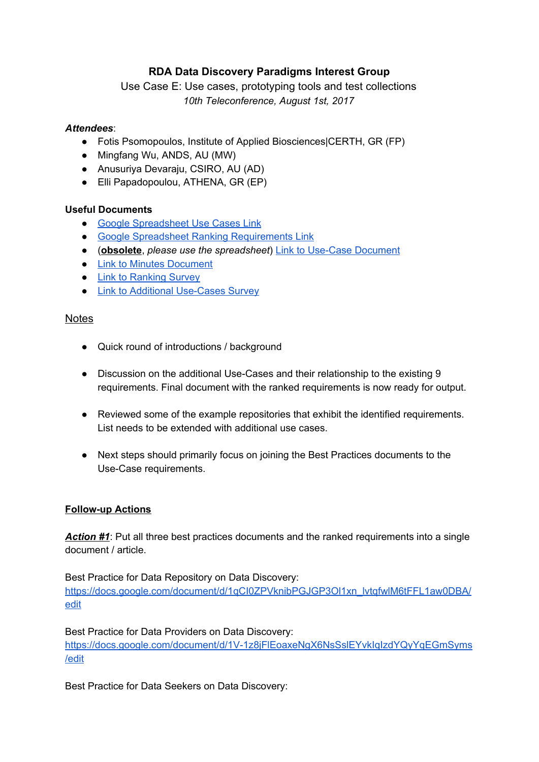**RDA Data Discovery Paradigms Interest Group**

Use Case E: Use cases, prototyping tools and test collections

*10th Teleconference, August 1st, 2017*

***Attendees***:

- Fotis Psomopoulos, Institute of Applied Biosciences|CERTH, GR (FP)
- Mingfang Wu, ANDS, AU (MW)
- Anusuriya Devaraju, CSIRO, AU (AD)
- Elli Papadopoulou, ATHENA, GR (EP)

**Useful Documents**

- Google Spreadsheet Use Cases Link
- Google Spreadsheet Ranking Requirements Link
- (**obsolete**, *please use the spreadsheet*) Link to Use-Case Document
- Link to Minutes Document
- Link to Ranking Survey
- Link to Additional Use-Cases Survey

Notes

- Quick round of introductions / background
- Discussion on the additional Use-Cases and their relationship to the existing 9 requirements. Final document with the ranked requirements is now ready for output.
- Reviewed some of the example repositories that exhibit the identified requirements. List needs to be extended with additional use cases.
- Next steps should primarily focus on joining the Best Practices documents to the Use-Case requirements.

**Follow-up Actions**

***Action #1***: Put all three best practices documents and the ranked requirements into a single document / article.

Best Practice for Data Repository on Data Discovery:
https://docs.google.com/document/d/1qCI0ZPVknibPGJGP3OI1xn_lvtqfwlM6tFFL1aw0DBA/edit

Best Practice for Data Providers on Data Discovery:
https://docs.google.com/document/d/1V-1z8jFlEoaxeNqX6NsSslEYvkIqIzdYQyYqEGmSyms/edit

Best Practice for Data Seekers on Data Discovery: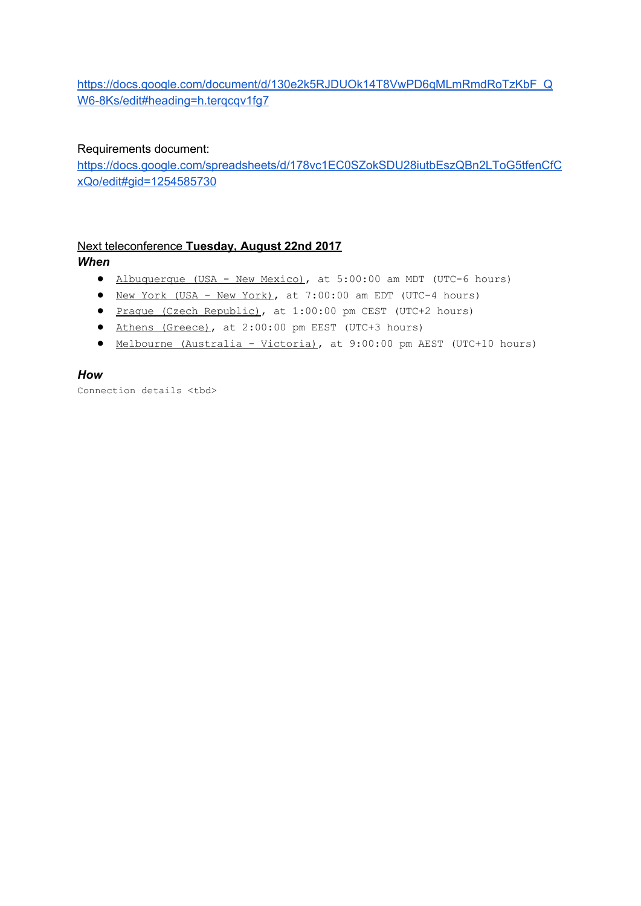[https://docs.google.com/document/d/130e2k5RJDUOk14T8VwPD6qMLmRmdRoTzKbF_QW6-8Ks/edit#heading=h.terqcqv1fg7](https://docs.google.com/document/d/130e2k5RJDUOk14T8VwPD6qMLmRmdRoTzKbF_QW6-8Ks/edit#heading=h.terqcqv1fg7)

Requirements document:
[https://docs.google.com/spreadsheets/d/178vc1EC0SZokSDU28iutbEszQBn2LToG5tfenCfCxQo/edit#gid=1254585730](https://docs.google.com/spreadsheets/d/178vc1EC0SZokSDU28iutbEszQBn2LToG5tfenCfCxQo/edit#gid=1254585730)

Next teleconference **Tuesday, August 22nd 2017**

***When***

- Albuquerque (USA - New Mexico), at 5:00:00 am MDT (UTC-6 hours)
- New York (USA - New York), at 7:00:00 am EDT (UTC-4 hours)
- Prague (Czech Republic), at 1:00:00 pm CEST (UTC+2 hours)
- Athens (Greece), at 2:00:00 pm EEST (UTC+3 hours)
- Melbourne (Australia - Victoria), at 9:00:00 pm AEST (UTC+10 hours)

***How***

Connection details <tbd>